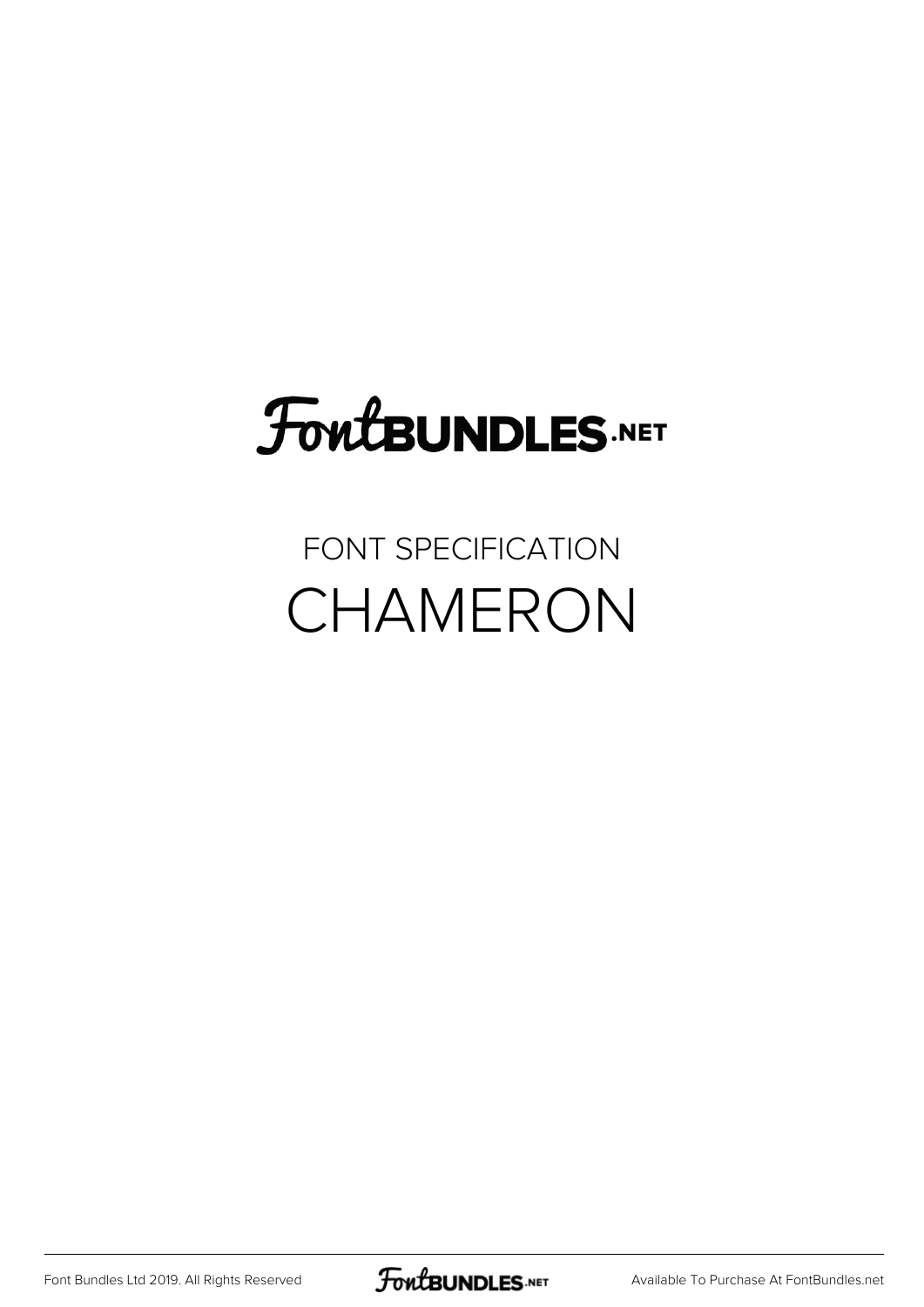# FontBUNDLES.NET

## FONT SPECIFICATION

# CHAMERON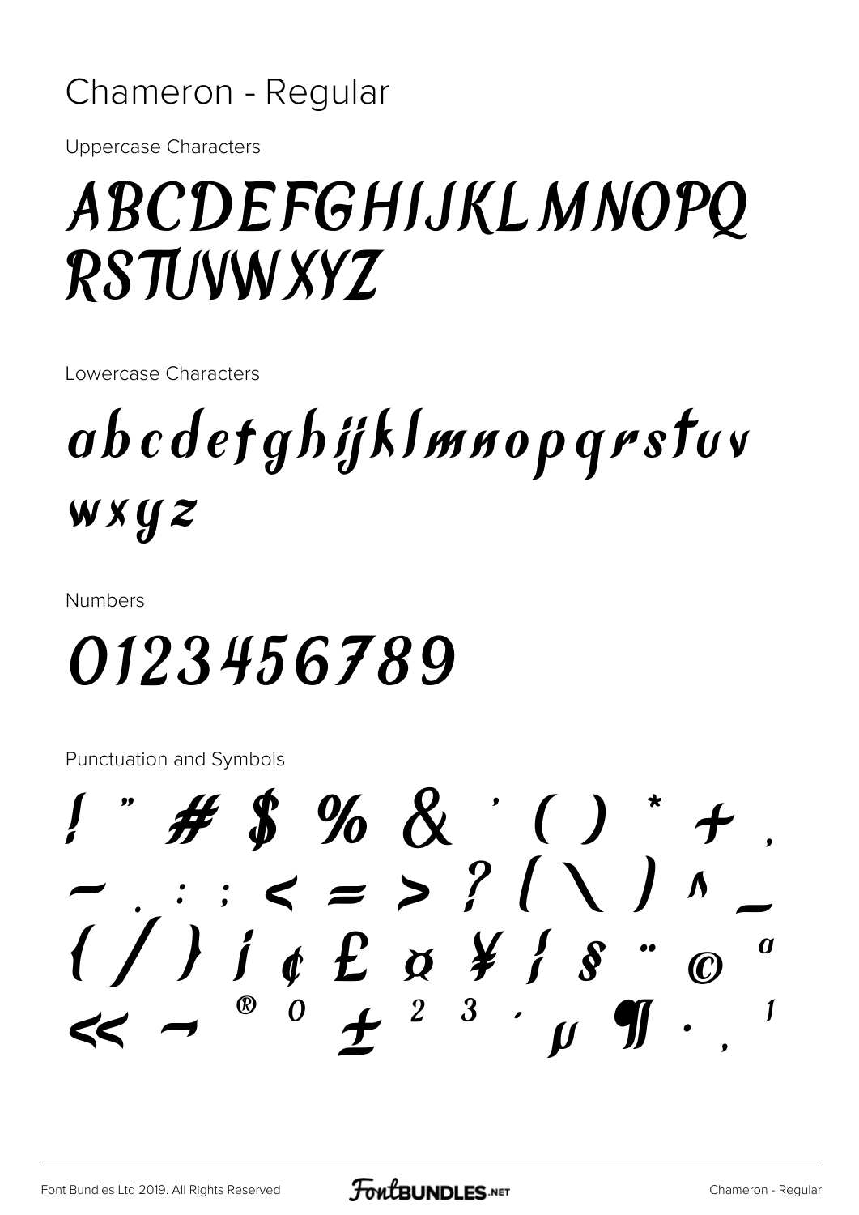# Chameron - Regular

Uppercase Characters

ABCDEFGHIJKLMNOPQ
RSTUVWXYZ

Lowercase Characters

abcdefghijklmnopqrstuv
wxyz

Numbers

0123456789

Punctuation and Symbols

! " # $ % & ' ( ) * + ,
- . : ; < = > ? [ \ ] ^ _
{ / } ¡ ¢ £ ¤ ¥ ¦ § ¨ © ª
« ¬ ® ° ± ² ³ ´ µ ¶ · ¸ ¹

Font Bundles Ltd 2019. All Rights Reserved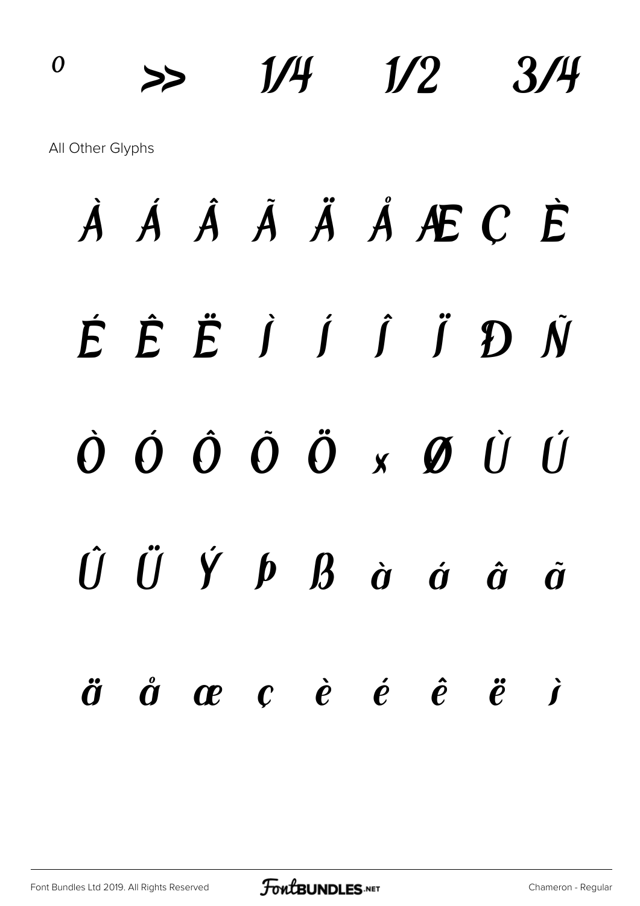º » ¼ ½ ¾

All Other Glyphs

À Á Â Ã Ä Å Æ Ç È

É Ê Ë Ì Í Î Ï Ð Ñ

Ò Ó Ô Õ Ö × Ø Ù Ú

Û Ü Ý Þ ß à á â ã

ä å æ ç è é ê ë ì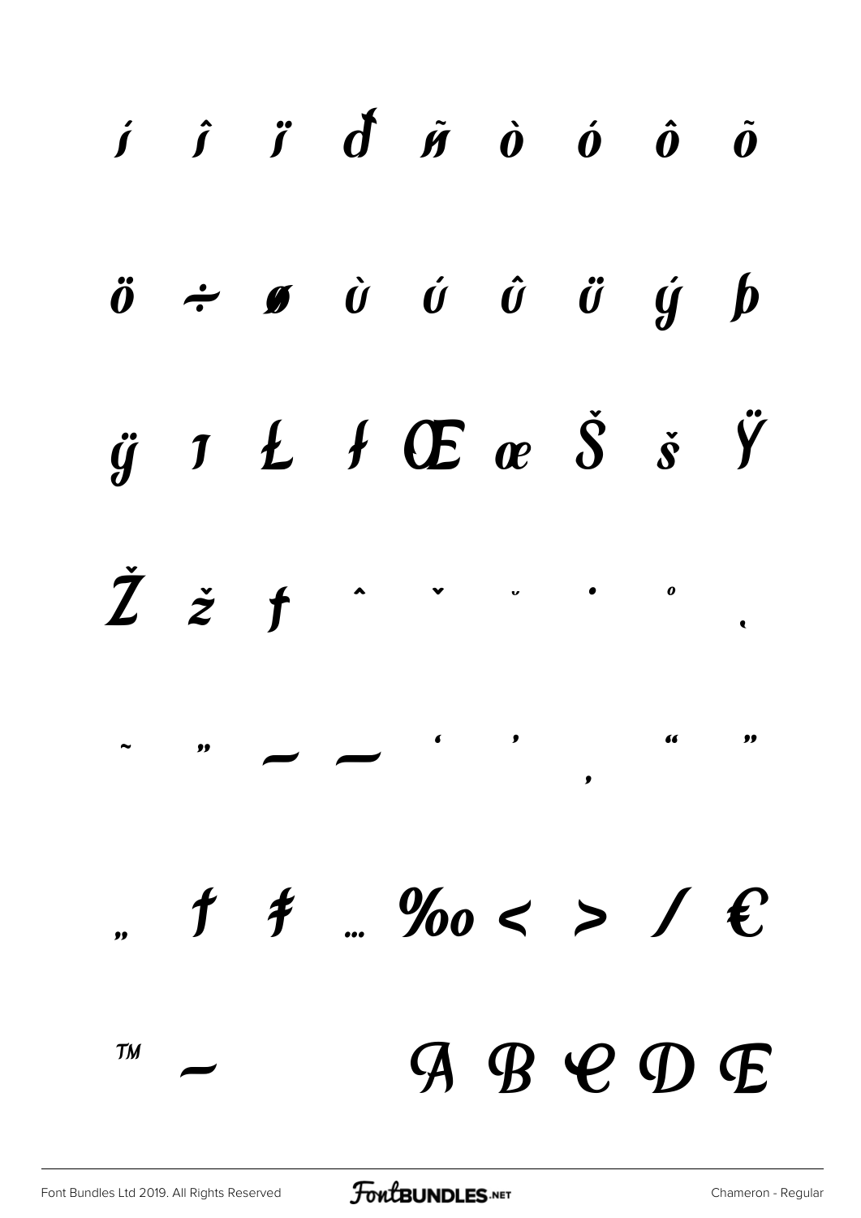í î ï đ ñ ò ó ô õ

ö ÷ ø ù ú û ü ý þ

ÿ ı Ł ł Œ œ Š š Ÿ

Ž ž ƒ ˆ ˇ ˘ ˙ ˚ ˛

˜ ˝ – — ‘ ’ ‚ “ ”

„ † ‡ … ‰ ‹ › ⁄ €

™ −     A B C D E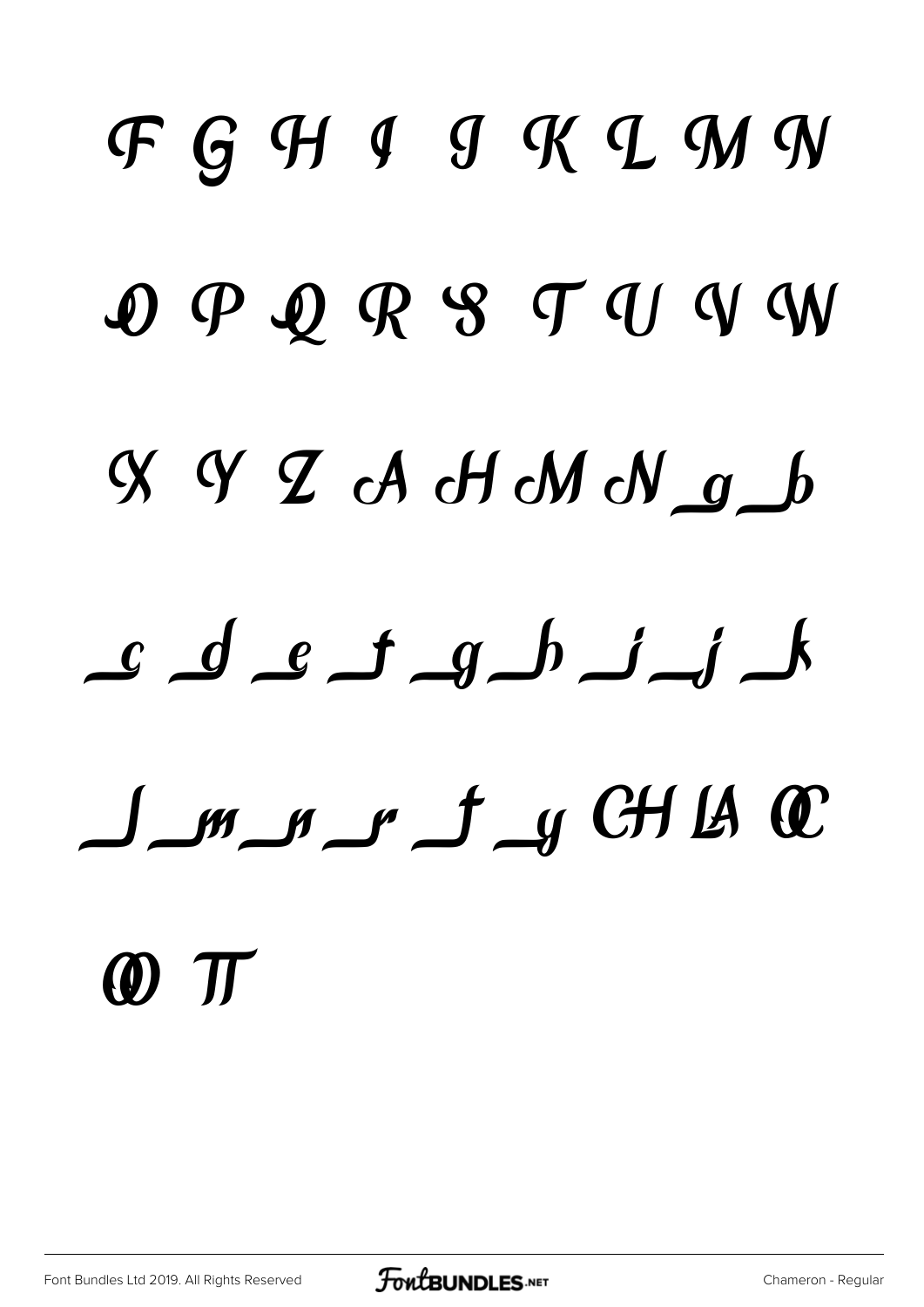F G H I J K L M N

O P Q R S T U V W

X Y Z A H M N _a _b

_c _d _e _f _g _h _i _j _k

_l _m _n _r _t _y CH LA OC

OO TT